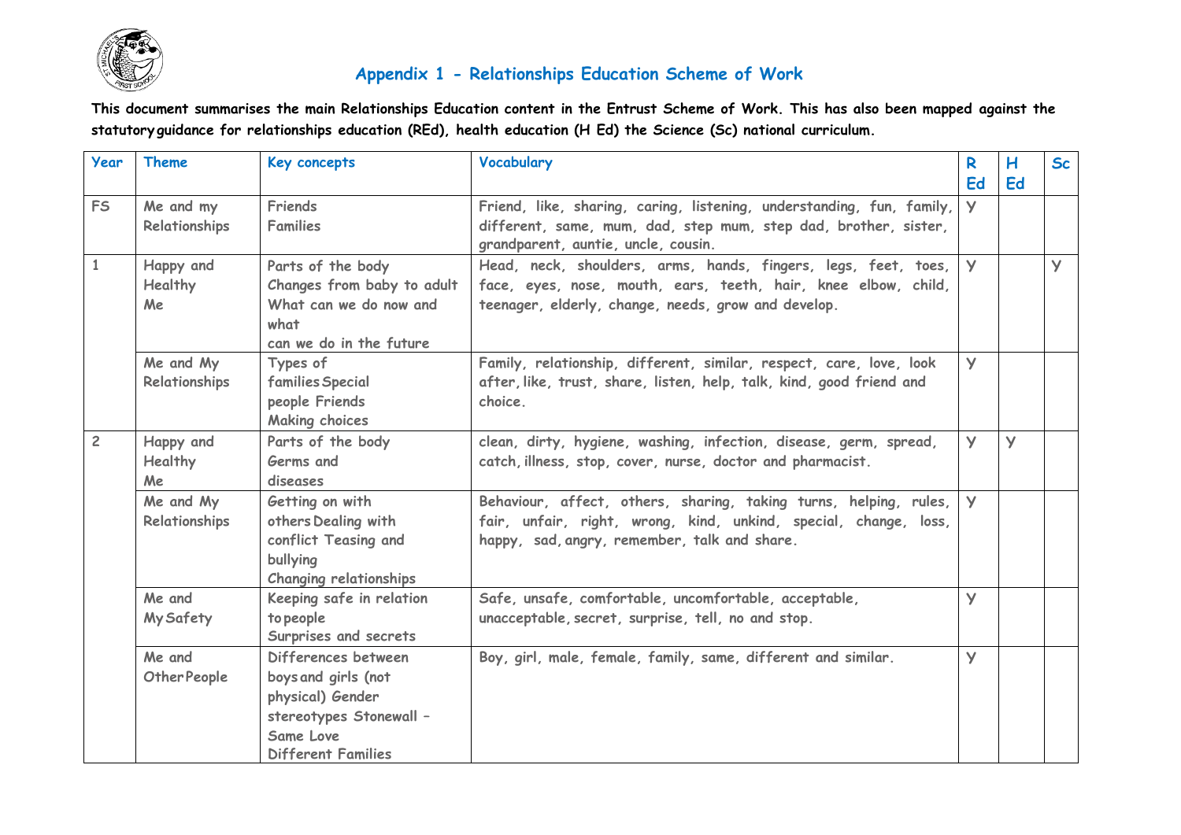## Appendix 1 - Relationships Education Scheme of Work

**This document summarises the main Relationships Education content in the Entrust Scheme of Work. This has also been mapped against the statutoryguidance for relationships education (REd), health education (H Ed) the Science (Sc) national curriculum.**

| Year | Theme | Key concepts | Vocabulary | R Ed | H Ed | Sc |
|---|---|---|---|---|---|---|
| FS | Me and my Relationships | Friends<br>Families | Friend, like, sharing, caring, listening, understanding, fun, family, different, same, mum, dad, step mum, step dad, brother, sister, grandparent, auntie, uncle, cousin. | Y | | |
| 1 | Happy and Healthy Me | Parts of the body<br>Changes from baby to adult<br>What can we do now and what can we do in the future | Head, neck, shoulders, arms, hands, fingers, legs, feet, toes, face, eyes, nose, mouth, ears, teeth, hair, knee elbow, child, teenager, elderly, change, needs, grow and develop. | Y | | Y |
| | Me and My Relationships | Types of families Special people Friends<br>Making choices | Family, relationship, different, similar, respect, care, love, look after, like, trust, share, listen, help, talk, kind, good friend and choice. | Y | | |
| 2 | Happy and Healthy Me | Parts of the body<br>Germs and diseases | clean, dirty, hygiene, washing, infection, disease, germ, spread, catch, illness, stop, cover, nurse, doctor and pharmacist. | Y | Y | |
| | Me and My Relationships | Getting on with others Dealing with conflict Teasing and bullying<br>Changing relationships | Behaviour, affect, others, sharing, taking turns, helping, rules, fair, unfair, right, wrong, kind, unkind, special, change, loss, happy, sad, angry, remember, talk and share. | Y | | |
| | Me and My Safety | Keeping safe in relation to people<br>Surprises and secrets | Safe, unsafe, comfortable, uncomfortable, acceptable, unacceptable, secret, surprise, tell, no and stop. | Y | | |
| | Me and Other People | Differences between boys and girls (not physical) Gender stereotypes Stonewall – Same Love<br>Different Families | Boy, girl, male, female, family, same, different and similar. | Y | | |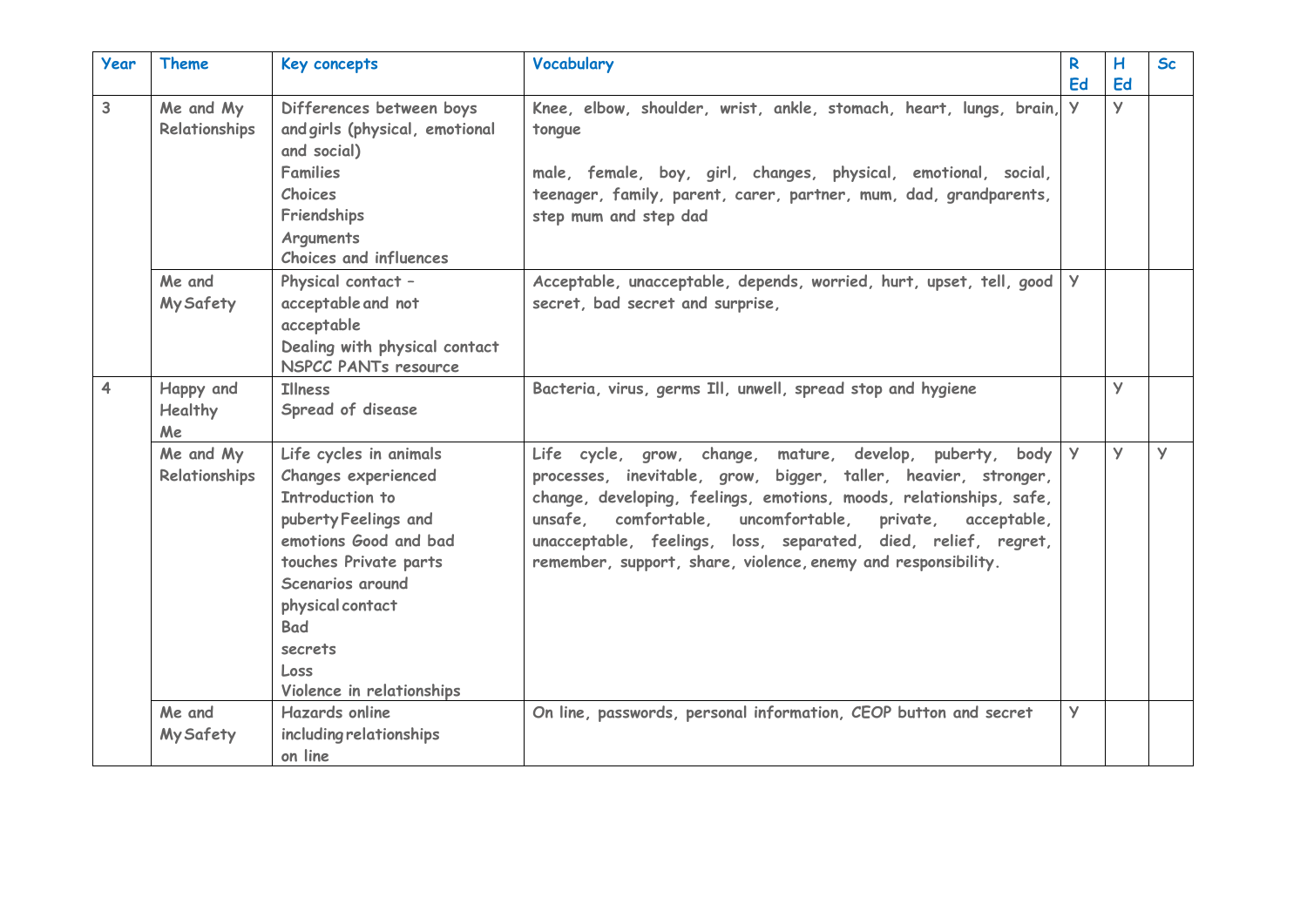| Year | Theme | Key concepts | Vocabulary | R Ed | H Ed | Sc |
|---|---|---|---|---|---|---|
| 3 | Me and My Relationships | Differences between boys and girls (physical, emotional and social)<br>Families<br>Choices<br>Friendships<br>Arguments<br>Choices and influences | Knee, elbow, shoulder, wrist, ankle, stomach, heart, lungs, brain, tongue<br><br>male, female, boy, girl, changes, physical, emotional, social, teenager, family, parent, carer, partner, mum, dad, grandparents, step mum and step dad | Y | Y | |
| | Me and My Safety | Physical contact – acceptable and not acceptable<br>Dealing with physical contact<br>NSPCC PANTs resource | Acceptable, unacceptable, depends, worried, hurt, upset, tell, good secret, bad secret and surprise, | Y | | |
| 4 | Happy and Healthy Me | Illness<br>Spread of disease | Bacteria, virus, germs Ill, unwell, spread stop and hygiene | | Y | |
| | Me and My Relationships | Life cycles in animals<br>Changes experienced<br>Introduction to puberty Feelings and emotions Good and bad touches Private parts<br>Scenarios around physical contact<br>Bad secrets<br>Loss<br>Violence in relationships | Life cycle, grow, change, mature, develop, puberty, body processes, inevitable, grow, bigger, taller, heavier, stronger, change, developing, feelings, emotions, moods, relationships, safe, unsafe, comfortable, uncomfortable, private, acceptable, unacceptable, feelings, loss, separated, died, relief, regret, remember, support, share, violence, enemy and responsibility. | Y | Y | Y |
| | Me and My Safety | Hazards online including relationships on line | On line, passwords, personal information, CEOP button and secret | Y | | |